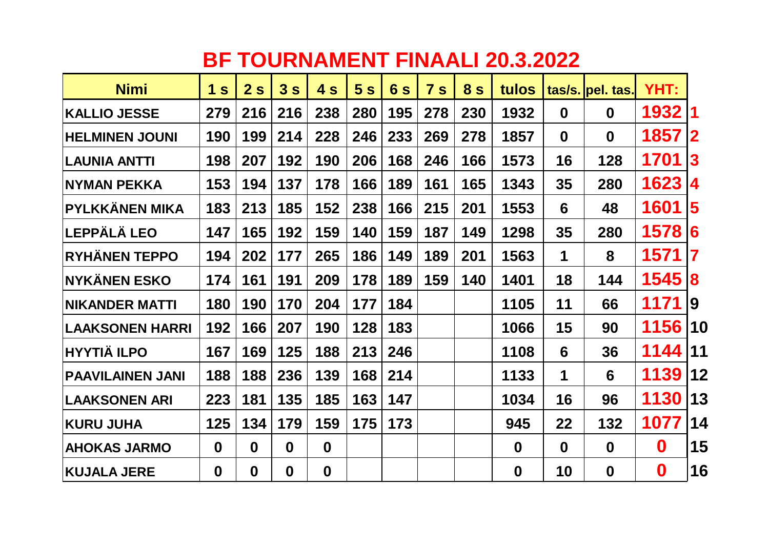# BF TOURNAMENT FINAALI 20.3.2022

| Nimi | 1 s | 2 s | 3 s | 4 s | 5 s | 6 s | 7 s | 8 s | tulos | tas/s. | pel. tas. | YHT: | |
|---|---|---|---|---|---|---|---|---|---|---|---|---|---|
| KALLIO JESSE | 279 | 216 | 216 | 238 | 280 | 195 | 278 | 230 | 1932 | 0 | 0 | 1932 | 1 |
| HELMINEN JOUNI | 190 | 199 | 214 | 228 | 246 | 233 | 269 | 278 | 1857 | 0 | 0 | 1857 | 2 |
| LAUNIA ANTTI | 198 | 207 | 192 | 190 | 206 | 168 | 246 | 166 | 1573 | 16 | 128 | 1701 | 3 |
| NYMAN PEKKA | 153 | 194 | 137 | 178 | 166 | 189 | 161 | 165 | 1343 | 35 | 280 | 1623 | 4 |
| PYLKKÄNEN MIKA | 183 | 213 | 185 | 152 | 238 | 166 | 215 | 201 | 1553 | 6 | 48 | 1601 | 5 |
| LEPPÄLÄ LEO | 147 | 165 | 192 | 159 | 140 | 159 | 187 | 149 | 1298 | 35 | 280 | 1578 | 6 |
| RYHÄNEN TEPPO | 194 | 202 | 177 | 265 | 186 | 149 | 189 | 201 | 1563 | 1 | 8 | 1571 | 7 |
| NYKÄNEN ESKO | 174 | 161 | 191 | 209 | 178 | 189 | 159 | 140 | 1401 | 18 | 144 | 1545 | 8 |
| NIKANDER MATTI | 180 | 190 | 170 | 204 | 177 | 184 | | | 1105 | 11 | 66 | 1171 | 9 |
| LAAKSONEN HARRI | 192 | 166 | 207 | 190 | 128 | 183 | | | 1066 | 15 | 90 | 1156 | 10 |
| HYYTIÄ ILPO | 167 | 169 | 125 | 188 | 213 | 246 | | | 1108 | 6 | 36 | 1144 | 11 |
| PAAVILAINEN JANI | 188 | 188 | 236 | 139 | 168 | 214 | | | 1133 | 1 | 6 | 1139 | 12 |
| LAAKSONEN ARI | 223 | 181 | 135 | 185 | 163 | 147 | | | 1034 | 16 | 96 | 1130 | 13 |
| KURU JUHA | 125 | 134 | 179 | 159 | 175 | 173 | | | 945 | 22 | 132 | 1077 | 14 |
| AHOKAS JARMO | 0 | 0 | 0 | 0 | | | | | 0 | 0 | 0 | 0 | 15 |
| KUJALA JERE | 0 | 0 | 0 | 0 | | | | | 0 | 10 | 0 | 0 | 16 |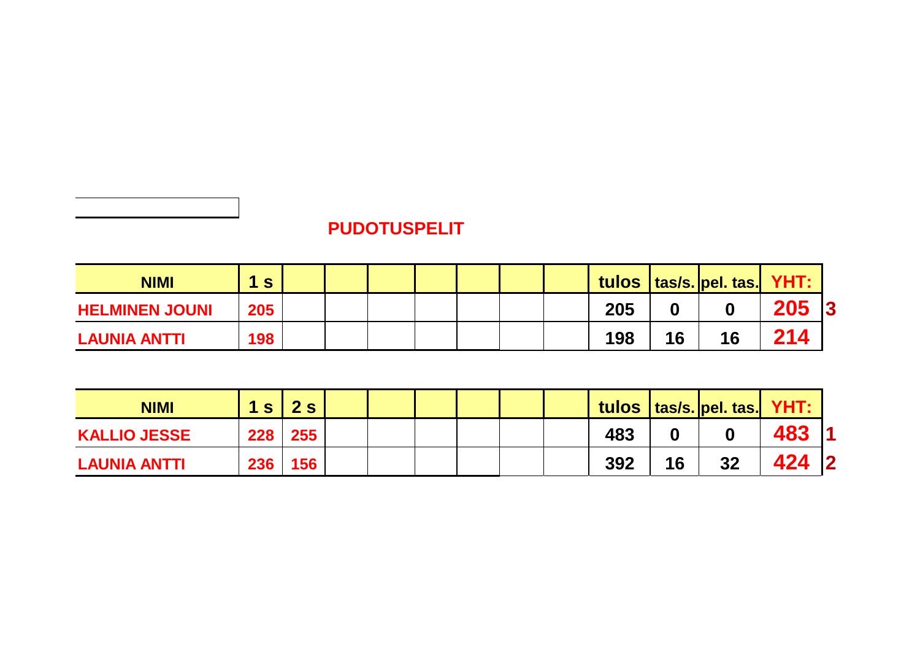## PUDOTUSPELIT

| NIMI | 1 s | | | | | | | tulos | tas/s. | pel. tas. | YHT: | |
|---|---|---|---|---|---|---|---|---|---|---|---|---|
| HELMINEN JOUNI | 205 | | | | | | | 205 | 0 | 0 | 205 | 3 |
| LAUNIA ANTTI | 198 | | | | | | | 198 | 16 | 16 | 214 | |

| NIMI | 1 s | 2 s | | | | | | tulos | tas/s. | pel. tas. | YHT: | |
|---|---|---|---|---|---|---|---|---|---|---|---|---|
| KALLIO JESSE | 228 | 255 | | | | | | 483 | 0 | 0 | 483 | 1 |
| LAUNIA ANTTI | 236 | 156 | | | | | | 392 | 16 | 32 | 424 | 2 |